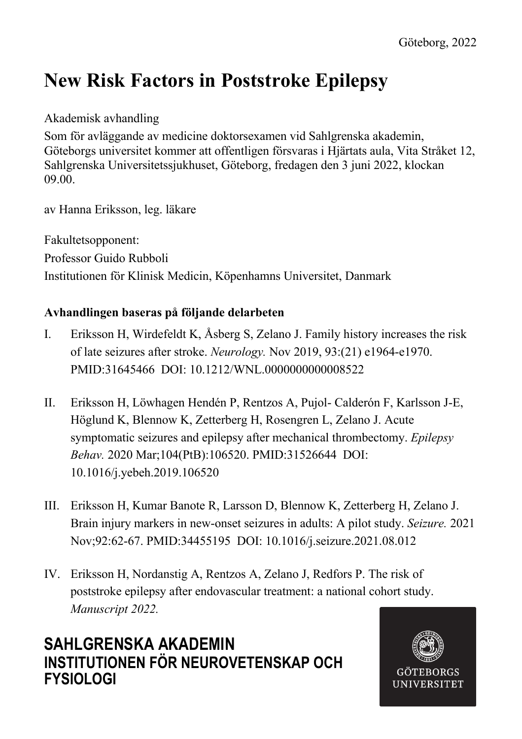Göteborg, 2022

# New Risk Factors in Poststroke Epilepsy

Akademisk avhandling

Som för avläggande av medicine doktorsexamen vid Sahlgrenska akademin, Göteborgs universitet kommer att offentligen försvaras i Hjärtats aula, Vita Stråket 12, Sahlgrenska Universitetssjukhuset, Göteborg, fredagen den 3 juni 2022, klockan 09.00.

av Hanna Eriksson, leg. läkare

Fakultetsopponent:
Professor Guido Rubboli
Institutionen för Klinisk Medicin, Köpenhamns Universitet, Danmark

**Avhandlingen baseras på följande delarbeten**

I. Eriksson H, Wirdefeldt K, Åsberg S, Zelano J. Family history increases the risk of late seizures after stroke. *Neurology.* Nov 2019, 93:(21) e1964-e1970. PMID:31645466 DOI: 10.1212/WNL.0000000000008522

II. Eriksson H, Löwhagen Hendén P, Rentzos A, Pujol- Calderón F, Karlsson J-E, Höglund K, Blennow K, Zetterberg H, Rosengren L, Zelano J. Acute symptomatic seizures and epilepsy after mechanical thrombectomy. *Epilepsy Behav.* 2020 Mar;104(PtB):106520. PMID:31526644 DOI: 10.1016/j.yebeh.2019.106520

III. Eriksson H, Kumar Banote R, Larsson D, Blennow K, Zetterberg H, Zelano J. Brain injury markers in new-onset seizures in adults: A pilot study. *Seizure.* 2021 Nov;92:62-67. PMID:34455195 DOI: 10.1016/j.seizure.2021.08.012

IV. Eriksson H, Nordanstig A, Rentzos A, Zelano J, Redfors P. The risk of poststroke epilepsy after endovascular treatment: a national cohort study. *Manuscript 2022.*

**SAHLGRENSKA AKADEMIN**
**INSTITUTIONEN FÖR NEUROVETENSKAP OCH FYSIOLOGI**

GÖTEBORGS UNIVERSITET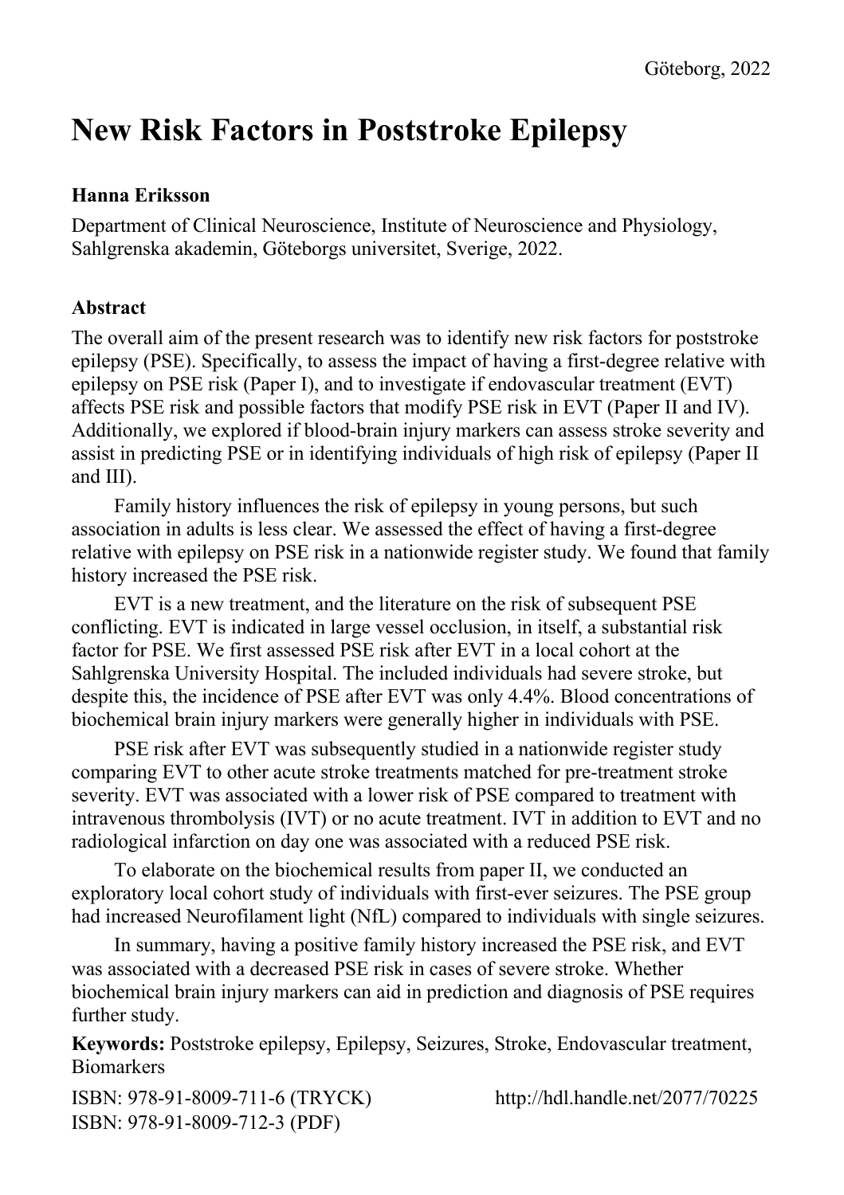Göteborg, 2022

# New Risk Factors in Poststroke Epilepsy

**Hanna Eriksson**

Department of Clinical Neuroscience, Institute of Neuroscience and Physiology, Sahlgrenska akademin, Göteborgs universitet, Sverige, 2022.

**Abstract**

The overall aim of the present research was to identify new risk factors for poststroke epilepsy (PSE). Specifically, to assess the impact of having a first-degree relative with epilepsy on PSE risk (Paper I), and to investigate if endovascular treatment (EVT) affects PSE risk and possible factors that modify PSE risk in EVT (Paper II and IV). Additionally, we explored if blood-brain injury markers can assess stroke severity and assist in predicting PSE or in identifying individuals of high risk of epilepsy (Paper II and III).

Family history influences the risk of epilepsy in young persons, but such association in adults is less clear. We assessed the effect of having a first-degree relative with epilepsy on PSE risk in a nationwide register study. We found that family history increased the PSE risk.

EVT is a new treatment, and the literature on the risk of subsequent PSE conflicting. EVT is indicated in large vessel occlusion, in itself, a substantial risk factor for PSE. We first assessed PSE risk after EVT in a local cohort at the Sahlgrenska University Hospital. The included individuals had severe stroke, but despite this, the incidence of PSE after EVT was only 4.4%. Blood concentrations of biochemical brain injury markers were generally higher in individuals with PSE.

PSE risk after EVT was subsequently studied in a nationwide register study comparing EVT to other acute stroke treatments matched for pre-treatment stroke severity. EVT was associated with a lower risk of PSE compared to treatment with intravenous thrombolysis (IVT) or no acute treatment. IVT in addition to EVT and no radiological infarction on day one was associated with a reduced PSE risk.

To elaborate on the biochemical results from paper II, we conducted an exploratory local cohort study of individuals with first-ever seizures. The PSE group had increased Neurofilament light (NfL) compared to individuals with single seizures.

In summary, having a positive family history increased the PSE risk, and EVT was associated with a decreased PSE risk in cases of severe stroke. Whether biochemical brain injury markers can aid in prediction and diagnosis of PSE requires further study.

**Keywords:** Poststroke epilepsy, Epilepsy, Seizures, Stroke, Endovascular treatment, Biomarkers

ISBN: 978-91-8009-711-6 (TRYCK) http://hdl.handle.net/2077/70225

ISBN: 978-91-8009-712-3 (PDF)